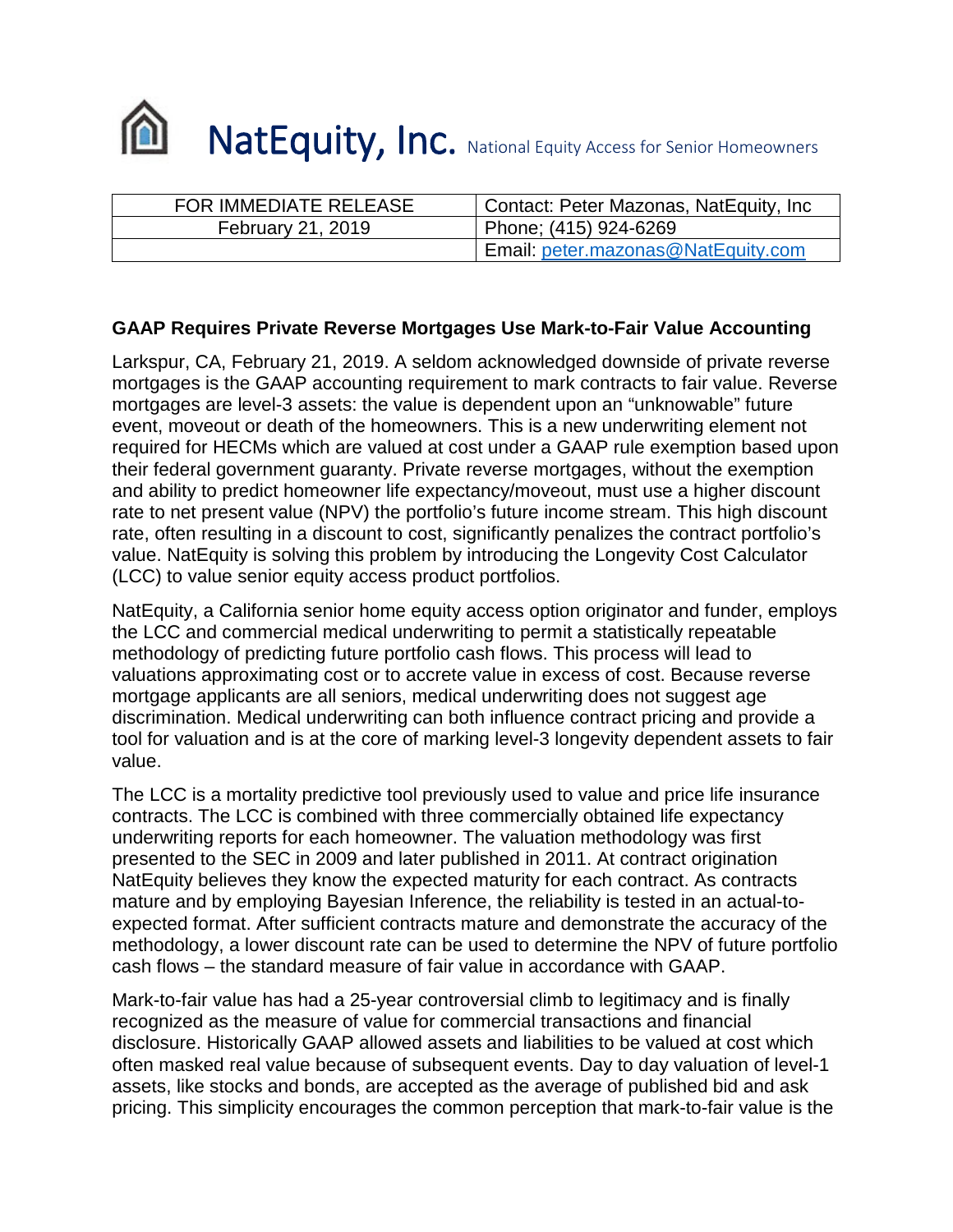# NatEquity, Inc. National Equity Access for Senior Homeowners

| FOR IMMEDIATE RELEASE | Contact: Peter Mazonas, NatEquity, Inc |
|---|---|
| February 21, 2019 | Phone; (415) 924-6269 |
| | Email: peter.mazonas@NatEquity.com |

**GAAP Requires Private Reverse Mortgages Use Mark-to-Fair Value Accounting**

Larkspur, CA, February 21, 2019. A seldom acknowledged downside of private reverse mortgages is the GAAP accounting requirement to mark contracts to fair value. Reverse mortgages are level-3 assets: the value is dependent upon an "unknowable" future event, moveout or death of the homeowners. This is a new underwriting element not required for HECMs which are valued at cost under a GAAP rule exemption based upon their federal government guaranty. Private reverse mortgages, without the exemption and ability to predict homeowner life expectancy/moveout, must use a higher discount rate to net present value (NPV) the portfolio's future income stream. This high discount rate, often resulting in a discount to cost, significantly penalizes the contract portfolio's value. NatEquity is solving this problem by introducing the Longevity Cost Calculator (LCC) to value senior equity access product portfolios.

NatEquity, a California senior home equity access option originator and funder, employs the LCC and commercial medical underwriting to permit a statistically repeatable methodology of predicting future portfolio cash flows. This process will lead to valuations approximating cost or to accrete value in excess of cost. Because reverse mortgage applicants are all seniors, medical underwriting does not suggest age discrimination. Medical underwriting can both influence contract pricing and provide a tool for valuation and is at the core of marking level-3 longevity dependent assets to fair value.

The LCC is a mortality predictive tool previously used to value and price life insurance contracts. The LCC is combined with three commercially obtained life expectancy underwriting reports for each homeowner. The valuation methodology was first presented to the SEC in 2009 and later published in 2011. At contract origination NatEquity believes they know the expected maturity for each contract. As contracts mature and by employing Bayesian Inference, the reliability is tested in an actual-to-expected format. After sufficient contracts mature and demonstrate the accuracy of the methodology, a lower discount rate can be used to determine the NPV of future portfolio cash flows – the standard measure of fair value in accordance with GAAP.

Mark-to-fair value has had a 25-year controversial climb to legitimacy and is finally recognized as the measure of value for commercial transactions and financial disclosure. Historically GAAP allowed assets and liabilities to be valued at cost which often masked real value because of subsequent events. Day to day valuation of level-1 assets, like stocks and bonds, are accepted as the average of published bid and ask pricing. This simplicity encourages the common perception that mark-to-fair value is the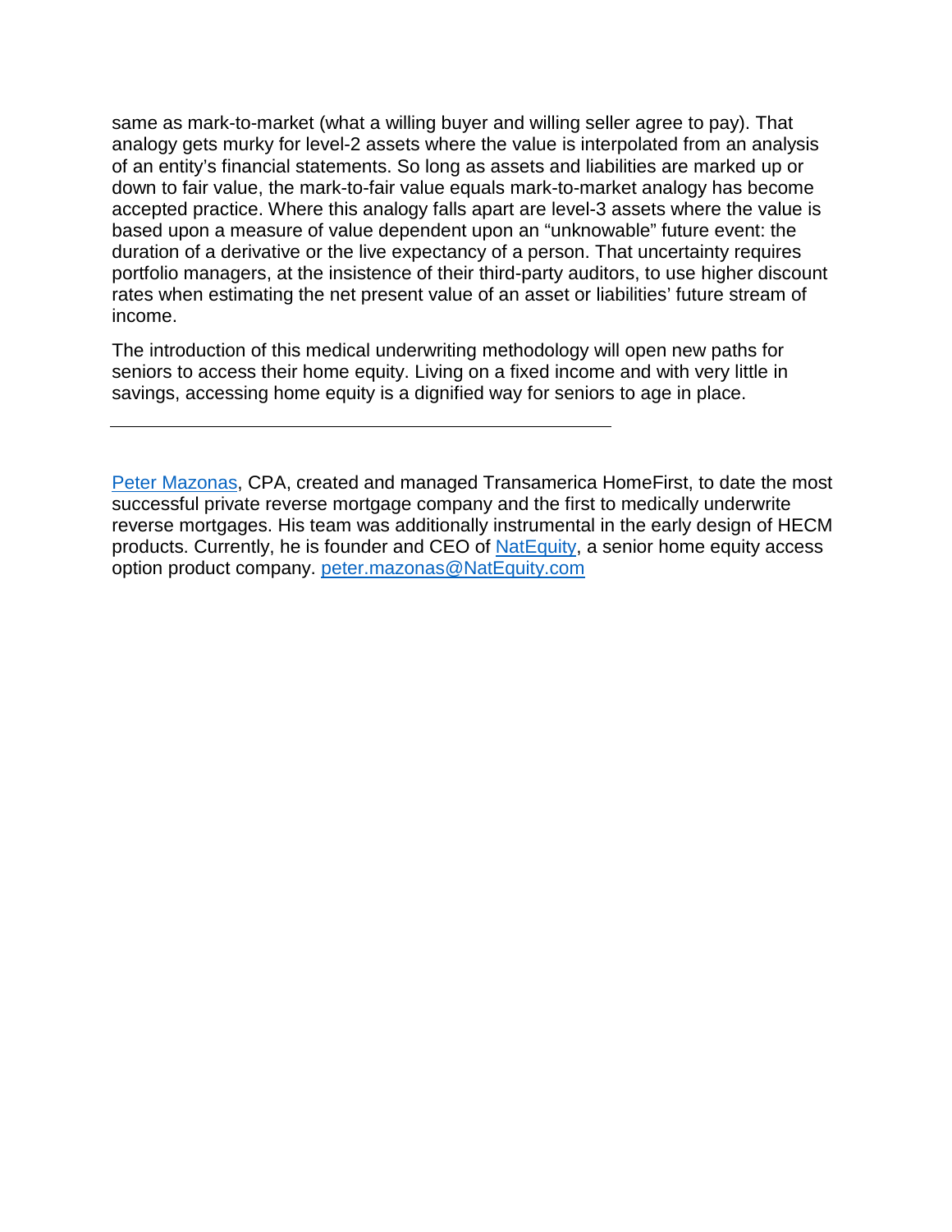same as mark-to-market (what a willing buyer and willing seller agree to pay). That analogy gets murky for level-2 assets where the value is interpolated from an analysis of an entity's financial statements. So long as assets and liabilities are marked up or down to fair value, the mark-to-fair value equals mark-to-market analogy has become accepted practice. Where this analogy falls apart are level-3 assets where the value is based upon a measure of value dependent upon an "unknowable" future event: the duration of a derivative or the live expectancy of a person. That uncertainty requires portfolio managers, at the insistence of their third-party auditors, to use higher discount rates when estimating the net present value of an asset or liabilities' future stream of income.

The introduction of this medical underwriting methodology will open new paths for seniors to access their home equity. Living on a fixed income and with very little in savings, accessing home equity is a dignified way for seniors to age in place.

---

Peter Mazonas, CPA, created and managed Transamerica HomeFirst, to date the most successful private reverse mortgage company and the first to medically underwrite reverse mortgages. His team was additionally instrumental in the early design of HECM products. Currently, he is founder and CEO of NatEquity, a senior home equity access option product company. peter.mazonas@NatEquity.com